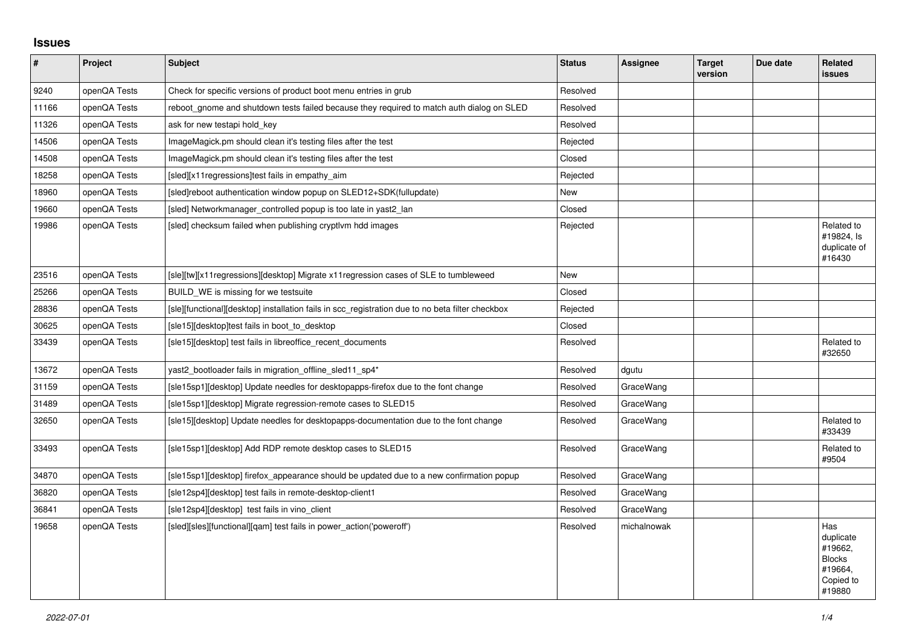# Issues

| # | Project | Subject | Status | Assignee | Target version | Due date | Related issues |
|---|---|---|---|---|---|---|---|
| 9240 | openQA Tests | Check for specific versions of product boot menu entries in grub | Resolved | | | | |
| 11166 | openQA Tests | reboot_gnome and shutdown tests failed because they required to match auth dialog on SLED | Resolved | | | | |
| 11326 | openQA Tests | ask for new testapi hold_key | Resolved | | | | |
| 14506 | openQA Tests | ImageMagick.pm should clean it's testing files after the test | Rejected | | | | |
| 14508 | openQA Tests | ImageMagick.pm should clean it's testing files after the test | Closed | | | | |
| 18258 | openQA Tests | [sled][x11regressions]test fails in empathy_aim | Rejected | | | | |
| 18960 | openQA Tests | [sled]reboot authentication window popup on SLED12+SDK(fullupdate) | New | | | | |
| 19660 | openQA Tests | [sled] Networkmanager_controlled popup is too late in yast2_lan | Closed | | | | |
| 19986 | openQA Tests | [sled] checksum failed when publishing cryptlvm hdd images | Rejected | | | | Related to #19824, Is duplicate of #16430 |
| 23516 | openQA Tests | [sle][tw][x11regressions][desktop] Migrate x11regression cases of SLE to tumbleweed | New | | | | |
| 25266 | openQA Tests | BUILD_WE is missing for we testsuite | Closed | | | | |
| 28836 | openQA Tests | [sle][functional][desktop] installation fails in scc_registration due to no beta filter checkbox | Rejected | | | | |
| 30625 | openQA Tests | [sle15][desktop]test fails in boot_to_desktop | Closed | | | | |
| 33439 | openQA Tests | [sle15][desktop] test fails in libreoffice_recent_documents | Resolved | | | | Related to #32650 |
| 13672 | openQA Tests | yast2_bootloader fails in migration_offline_sled11_sp4* | Resolved | dgutu | | | |
| 31159 | openQA Tests | [sle15sp1][desktop] Update needles for desktopapps-firefox due to the font change | Resolved | GraceWang | | | |
| 31489 | openQA Tests | [sle15sp1][desktop] Migrate regression-remote cases to SLED15 | Resolved | GraceWang | | | |
| 32650 | openQA Tests | [sle15][desktop] Update needles for desktopapps-documentation due to the font change | Resolved | GraceWang | | | Related to #33439 |
| 33493 | openQA Tests | [sle15sp1][desktop] Add RDP remote desktop cases to SLED15 | Resolved | GraceWang | | | Related to #9504 |
| 34870 | openQA Tests | [sle15sp1][desktop] firefox_appearance should be updated due to a new confirmation popup | Resolved | GraceWang | | | |
| 36820 | openQA Tests | [sle12sp4][desktop] test fails in remote-desktop-client1 | Resolved | GraceWang | | | |
| 36841 | openQA Tests | [sle12sp4][desktop] test fails in vino_client | Resolved | GraceWang | | | |
| 19658 | openQA Tests | [sled][sles][functional][qam] test fails in power_action('poweroff') | Resolved | michalnowak | | | Has duplicate #19662, Blocks #19664, Copied to #19880 |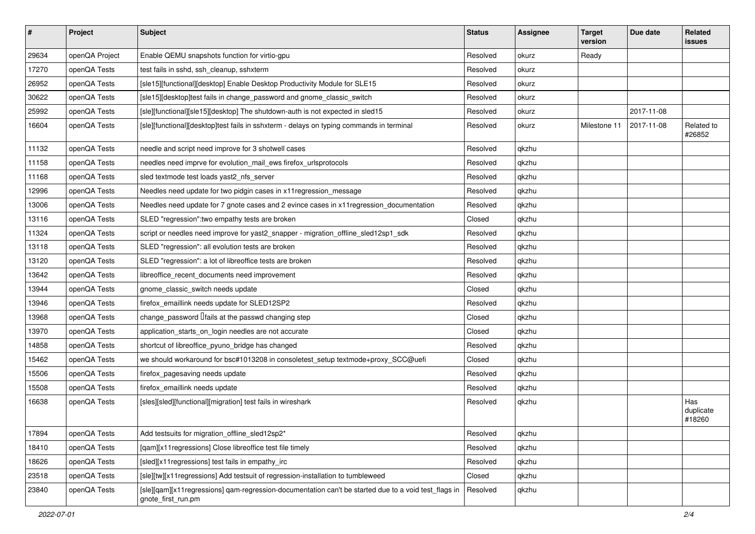| # | Project | Subject | Status | Assignee | Target version | Due date | Related issues |
|---|---|---|---|---|---|---|---|
| 29634 | openQA Project | Enable QEMU snapshots function for virtio-gpu | Resolved | okurz | Ready | | |
| 17270 | openQA Tests | test fails in sshd, ssh_cleanup, sshxterm | Resolved | okurz | | | |
| 26952 | openQA Tests | [sle15][functional][desktop] Enable Desktop Productivity Module for SLE15 | Resolved | okurz | | | |
| 30622 | openQA Tests | [sle15][desktop]test fails in change_password and gnome_classic_switch | Resolved | okurz | | | |
| 25992 | openQA Tests | [sle][functional][sle15][desktop] The shutdown-auth is not expected in sled15 | Resolved | okurz | | 2017-11-08 | |
| 16604 | openQA Tests | [sle][functional][desktop]test fails in sshxterm - delays on typing commands in terminal | Resolved | okurz | Milestone 11 | 2017-11-08 | Related to #26852 |
| 11132 | openQA Tests | needle and script need improve for 3 shotwell cases | Resolved | qkzhu | | | |
| 11158 | openQA Tests | needles need imprve for evolution_mail_ews firefox_urlsprotocols | Resolved | qkzhu | | | |
| 11168 | openQA Tests | sled textmode test loads yast2_nfs_server | Resolved | qkzhu | | | |
| 12996 | openQA Tests | Needles need update for two pidgin cases in x11regression_message | Resolved | qkzhu | | | |
| 13006 | openQA Tests | Needles need update for 7 gnote cases and 2 evince cases in x11regression_documentation | Resolved | qkzhu | | | |
| 13116 | openQA Tests | SLED "regression":two empathy tests are broken | Closed | qkzhu | | | |
| 11324 | openQA Tests | script or needles need improve for yast2_snapper - migration_offline_sled12sp1_sdk | Resolved | qkzhu | | | |
| 13118 | openQA Tests | SLED "regression": all evolution tests are broken | Resolved | qkzhu | | | |
| 13120 | openQA Tests | SLED "regression": a lot of libreoffice tests are broken | Resolved | qkzhu | | | |
| 13642 | openQA Tests | libreoffice_recent_documents need improvement | Resolved | qkzhu | | | |
| 13944 | openQA Tests | gnome_classic_switch needs update | Closed | qkzhu | | | |
| 13946 | openQA Tests | firefox_emaillink needs update for SLED12SP2 | Resolved | qkzhu | | | |
| 13968 | openQA Tests | change_password fails at the passwd changing step | Closed | qkzhu | | | |
| 13970 | openQA Tests | application_starts_on_login needles are not accurate | Closed | qkzhu | | | |
| 14858 | openQA Tests | shortcut of libreoffice_pyuno_bridge has changed | Resolved | qkzhu | | | |
| 15462 | openQA Tests | we should workaround for bsc#1013208 in consoletest_setup textmode+proxy_SCC@uefi | Closed | qkzhu | | | |
| 15506 | openQA Tests | firefox_pagesaving needs update | Resolved | qkzhu | | | |
| 15508 | openQA Tests | firefox_emaillink needs update | Resolved | qkzhu | | | |
| 16638 | openQA Tests | [sles][sled][functional][migration] test fails in wireshark | Resolved | qkzhu | | | Has duplicate #18260 |
| 17894 | openQA Tests | Add testsuits for migration_offline_sled12sp2* | Resolved | qkzhu | | | |
| 18410 | openQA Tests | [qam][x11regressions] Close libreoffice test file timely | Resolved | qkzhu | | | |
| 18626 | openQA Tests | [sled][x11regressions] test fails in empathy_irc | Resolved | qkzhu | | | |
| 23518 | openQA Tests | [sle][tw][x11regressions] Add testsuit of regression-installation to tumbleweed | Closed | qkzhu | | | |
| 23840 | openQA Tests | [sle][qam][x11regressions] qam-regression-documentation can't be started due to a void test_flags in gnote_first_run.pm | Resolved | qkzhu | | | |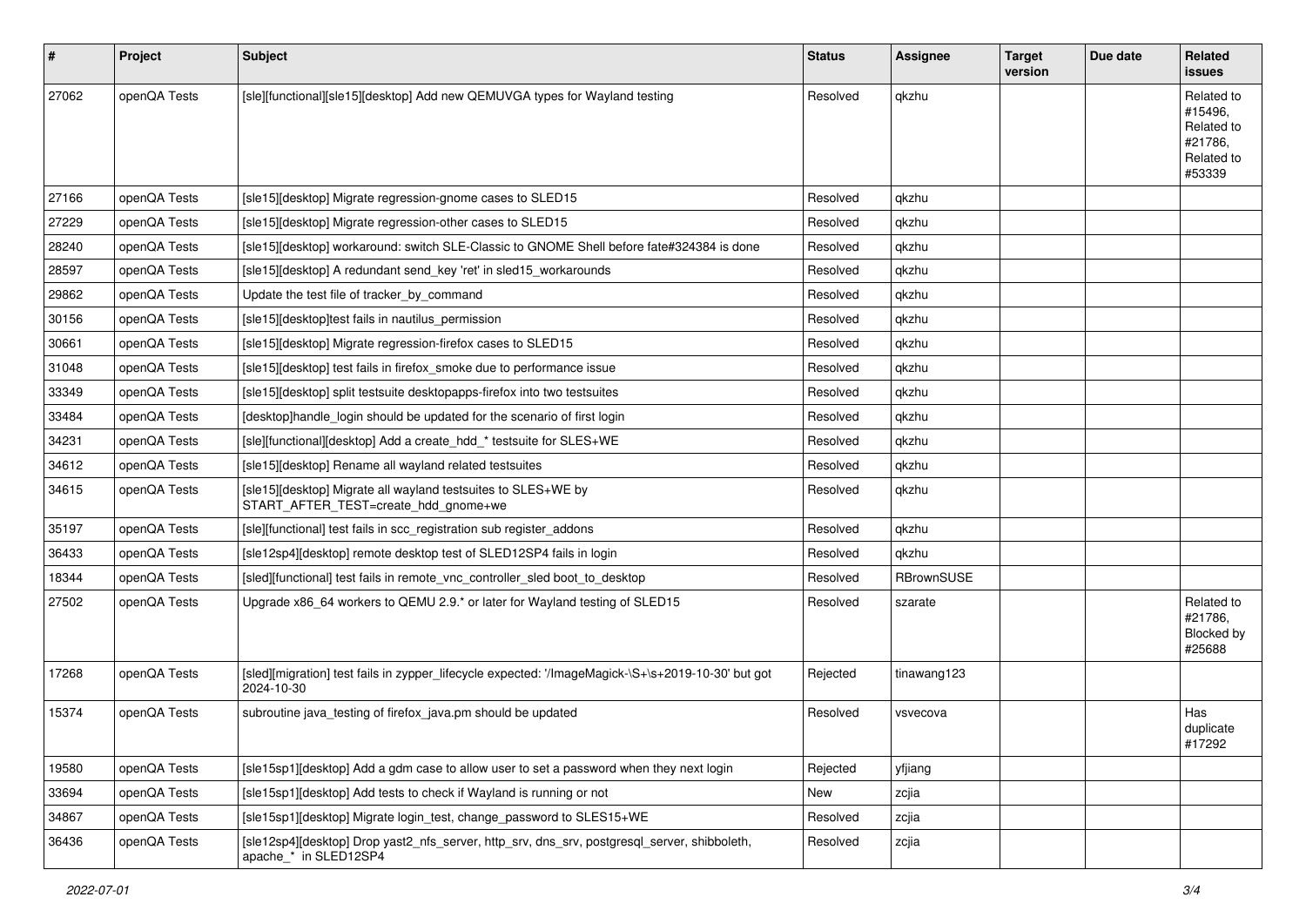| # | Project | Subject | Status | Assignee | Target version | Due date | Related issues |
|---|---|---|---|---|---|---|---|
| 27062 | openQA Tests | [sle][functional][sle15][desktop] Add new QEMUVGA types for Wayland testing | Resolved | qkzhu | | | Related to #15496, Related to #21786, Related to #53339 |
| 27166 | openQA Tests | [sle15][desktop] Migrate regression-gnome cases to SLED15 | Resolved | qkzhu | | | |
| 27229 | openQA Tests | [sle15][desktop] Migrate regression-other cases to SLED15 | Resolved | qkzhu | | | |
| 28240 | openQA Tests | [sle15][desktop] workaround: switch SLE-Classic to GNOME Shell before fate#324384 is done | Resolved | qkzhu | | | |
| 28597 | openQA Tests | [sle15][desktop] A redundant send_key 'ret' in sled15_workarounds | Resolved | qkzhu | | | |
| 29862 | openQA Tests | Update the test file of tracker_by_command | Resolved | qkzhu | | | |
| 30156 | openQA Tests | [sle15][desktop]test fails in nautilus_permission | Resolved | qkzhu | | | |
| 30661 | openQA Tests | [sle15][desktop] Migrate regression-firefox cases to SLED15 | Resolved | qkzhu | | | |
| 31048 | openQA Tests | [sle15][desktop] test fails in firefox_smoke due to performance issue | Resolved | qkzhu | | | |
| 33349 | openQA Tests | [sle15][desktop] split testsuite desktopapps-firefox into two testsuites | Resolved | qkzhu | | | |
| 33484 | openQA Tests | [desktop]handle_login should be updated for the scenario of first login | Resolved | qkzhu | | | |
| 34231 | openQA Tests | [sle][functional][desktop] Add a create_hdd_* testsuite for SLES+WE | Resolved | qkzhu | | | |
| 34612 | openQA Tests | [sle15][desktop] Rename all wayland related testsuites | Resolved | qkzhu | | | |
| 34615 | openQA Tests | [sle15][desktop] Migrate all wayland testsuites to SLES+WE by START_AFTER_TEST=create_hdd_gnome+we | Resolved | qkzhu | | | |
| 35197 | openQA Tests | [sle][functional] test fails in scc_registration sub register_addons | Resolved | qkzhu | | | |
| 36433 | openQA Tests | [sle12sp4][desktop] remote desktop test of SLED12SP4 fails in login | Resolved | qkzhu | | | |
| 18344 | openQA Tests | [sled][functional] test fails in remote_vnc_controller_sled boot_to_desktop | Resolved | RBrownSUSE | | | |
| 27502 | openQA Tests | Upgrade x86_64 workers to QEMU 2.9.* or later for Wayland testing of SLED15 | Resolved | szarate | | | Related to #21786, Blocked by #25688 |
| 17268 | openQA Tests | [sled][migration] test fails in zypper_lifecycle expected: '/ImageMagick-\S+\s+2019-10-30' but got 2024-10-30 | Rejected | tinawang123 | | | |
| 15374 | openQA Tests | subroutine java_testing of firefox_java.pm should be updated | Resolved | vsvecova | | | Has duplicate #17292 |
| 19580 | openQA Tests | [sle15sp1][desktop] Add a gdm case to allow user to set a password when they next login | Rejected | yfjiang | | | |
| 33694 | openQA Tests | [sle15sp1][desktop] Add tests to check if Wayland is running or not | New | zcjia | | | |
| 34867 | openQA Tests | [sle15sp1][desktop] Migrate login_test, change_password to SLES15+WE | Resolved | zcjia | | | |
| 36436 | openQA Tests | [sle12sp4][desktop] Drop yast2_nfs_server, http_srv, dns_srv, postgresql_server, shibboleth, apache_* in SLED12SP4 | Resolved | zcjia | | | |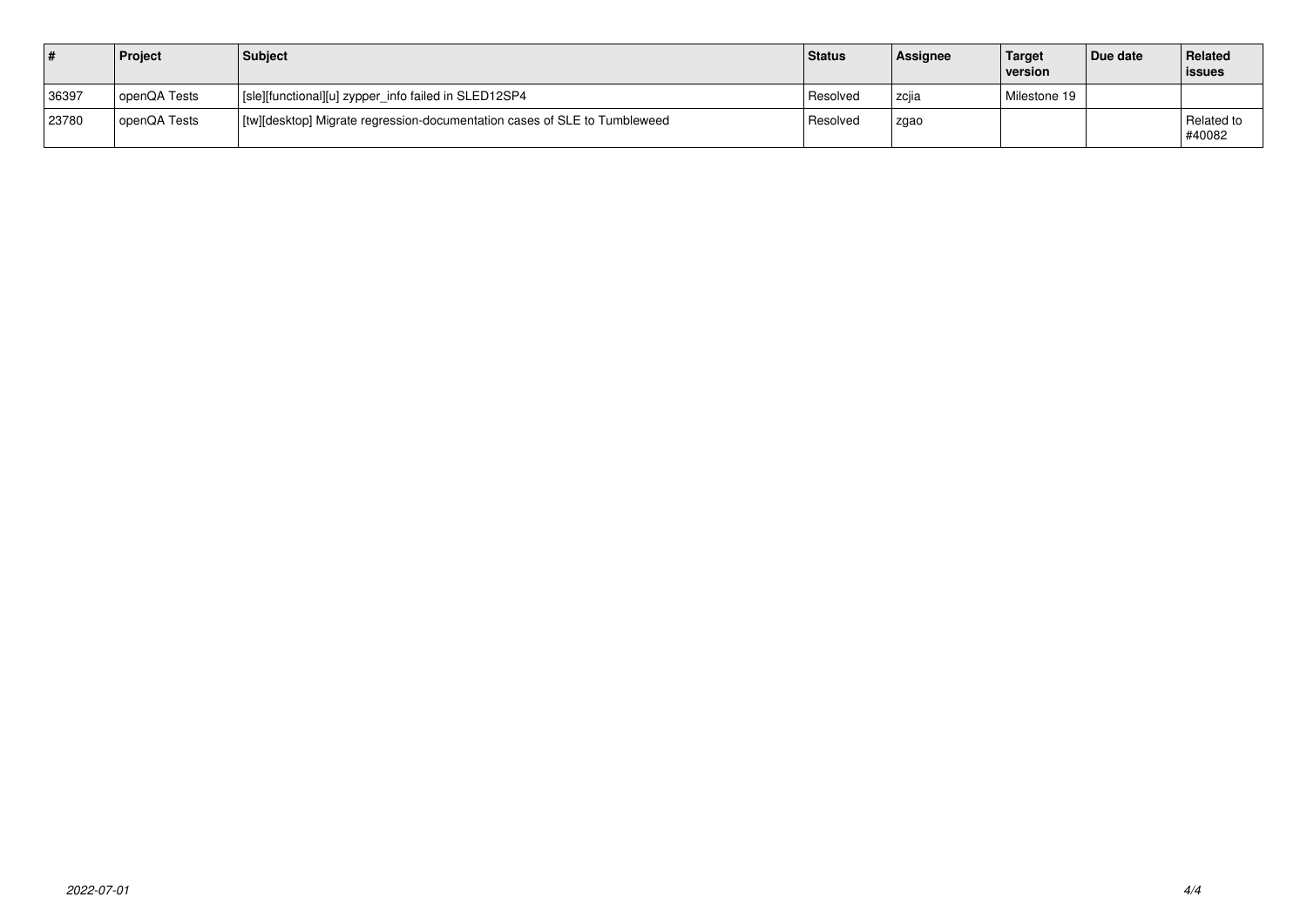| # | Project | Subject | Status | Assignee | Target version | Due date | Related issues |
|---|---|---|---|---|---|---|---|
| 36397 | openQA Tests | [sle][functional][u] zypper_info failed in SLED12SP4 | Resolved | zcjia | Milestone 19 | | |
| 23780 | openQA Tests | [tw][desktop] Migrate regression-documentation cases of SLE to Tumbleweed | Resolved | zgao | | | Related to #40082 |